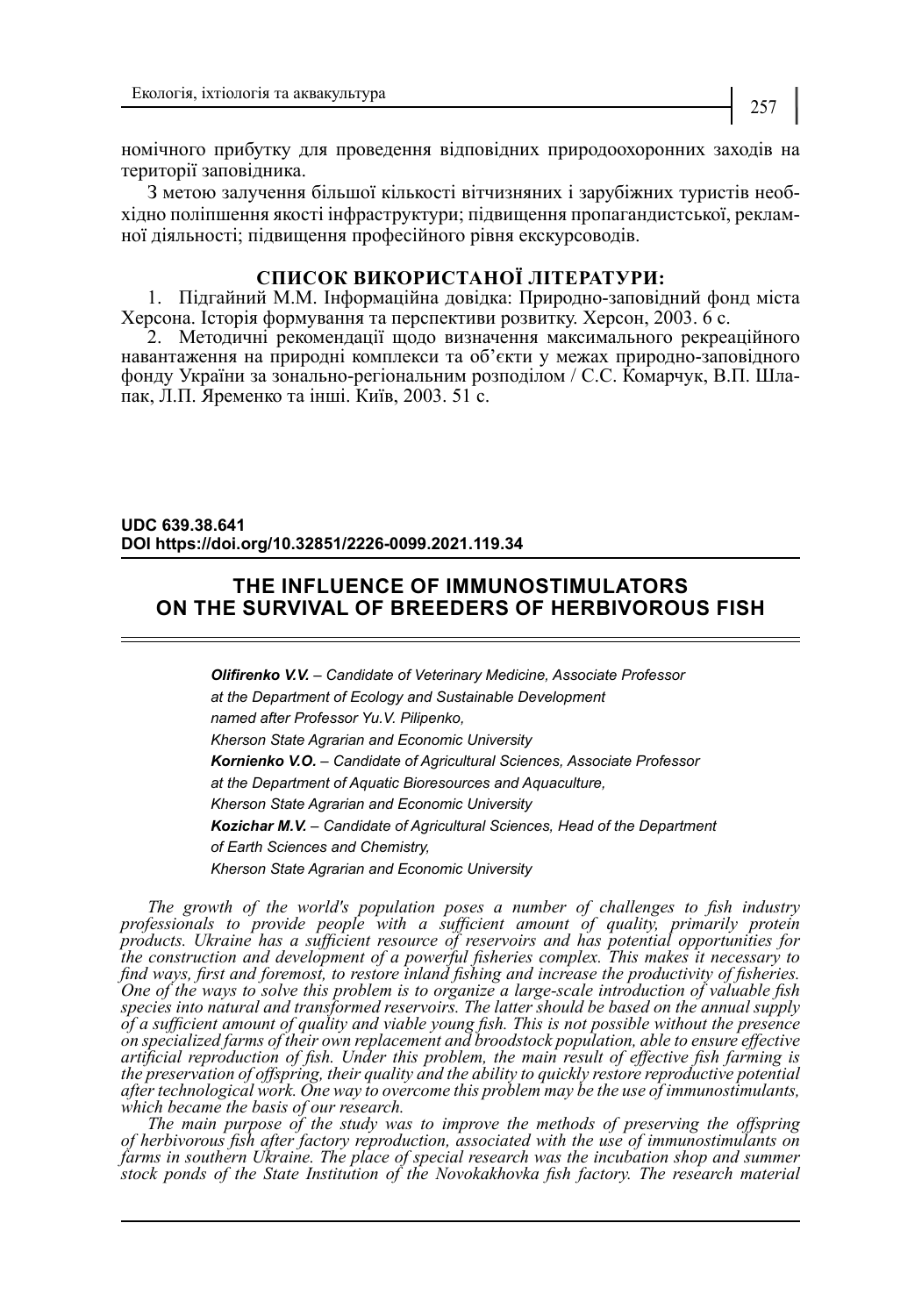номічного прибутку для проведення відповідних природоохоронних заходів на території заповідника.

З метою залучення більшої кількості вітчизняних і зарубіжних туристів необхідно поліпшення якості інфраструктури; підвищення пропагандистської, рекламної діяльності; підвищення професійного рівня екскурсоводів.

### СПИСОК ВИКОРИСТАНОЇ ЛІТЕРАТУРИ:

1. Підгайний М.М. Інформаційна довідка: Природно-заповідний фонд міста Херсона. Історія формування та перспективи розвитку. Херсон, 2003. 6 с.
2. Методичні рекомендації щодо визначення максимального рекреаційного навантаження на природні комплекси та об'єкти у межах природно-заповідного фонду України за зонально-регіональним розподілом / С.С. Комарчук, В.П. Шлапак, Л.П. Яременко та інші. Київ, 2003. 51 с.

**UDC 639.38.641**
**DOI https://doi.org/10.32851/2226-0099.2021.119.34**

## THE INFLUENCE OF IMMUNOSTIMULATORS ON THE SURVIVAL OF BREEDERS OF HERBIVOROUS FISH

***Olifirenko V.V.*** *– Candidate of Veterinary Medicine, Associate Professor at the Department of Ecology and Sustainable Development named after Professor Yu.V. Pilipenko, Kherson State Agrarian and Economic University*

***Kornienko V.O.*** *– Candidate of Agricultural Sciences, Associate Professor at the Department of Aquatic Bioresources and Aquaculture, Kherson State Agrarian and Economic University*

***Kozichar M.V.*** *– Candidate of Agricultural Sciences, Head of the Department of Earth Sciences and Chemistry, Kherson State Agrarian and Economic University*

*The growth of the world's population poses a number of challenges to fish industry professionals to provide people with a sufficient amount of quality, primarily protein products. Ukraine has a sufficient resource of reservoirs and has potential opportunities for the construction and development of a powerful fisheries complex. This makes it necessary to find ways, first and foremost, to restore inland fishing and increase the productivity of fisheries. One of the ways to solve this problem is to organize a large-scale introduction of valuable fish species into natural and transformed reservoirs. The latter should be based on the annual supply of a sufficient amount of quality and viable young fish. This is not possible without the presence on specialized farms of their own replacement and broodstock population, able to ensure effective artificial reproduction of fish. Under this problem, the main result of effective fish farming is the preservation of offspring, their quality and the ability to quickly restore reproductive potential after technological work. One way to overcome this problem may be the use of immunostimulants, which became the basis of our research.*

*The main purpose of the study was to improve the methods of preserving the offspring of herbivorous fish after factory reproduction, associated with the use of immunostimulants on farms in southern Ukraine. The place of special research was the incubation shop and summer stock ponds of the State Institution of the Novokakhovka fish factory. The research material*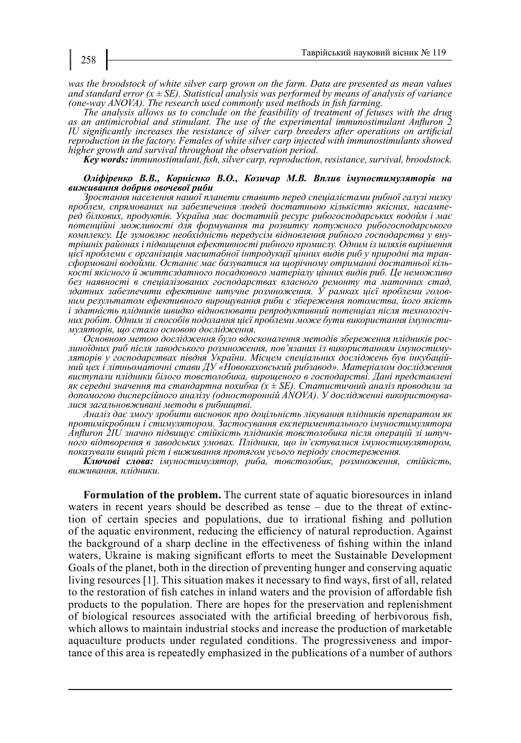*was the broodstock of white silver carp grown on the farm. Data are presented as mean values and standard error (x ± SE). Statistical analysis was performed by means of analysis of variance (one-way ANOVA). The research used commonly used methods in fish farming.*

*The analysis allows us to conclude on the feasibility of treatment of fetuses with the drug as an antimicrobial and stimulant. The use of the experimental immunostimulant Anfluron 2 IU significantly increases the resistance of silver carp breeders after operations on artificial reproduction in the factory. Females of white silver carp injected with immunostimulants showed higher growth and survival throughout the observation period.*

***Key words:*** *immunostimulant, fish, silver carp, reproduction, resistance, survival, broodstock.*

***Оліфіренко В.В., Корнієнко В.О., Козичар М.В. Вплив імуностимуляторів на виживання добрив овочевої риби***

*Зростання населення нашої планети ставить перед спеціалістами рибної галузі низку проблем, спрямованих на забезпечення людей достатньою кількістю якісних, насамперед білкових, продуктів. Україна має достатній ресурс рибогосподарських водойм і має потенційні можливості для формування та розвитку потужного рибогосподарського комплексу. Це зумовлює необхідність передусім відновлення рибного господарства у внутрішніх районах і підвищення ефективності рибного промислу. Одним із шляхів вирішення цієї проблеми є організація масштабної інтродукції цінних видів риб у природні та трансформовані водойми. Останнє має базуватися на щорічному отриманні достатньої кількості якісного й життєздатного посадкового матеріалу цінних видів риб. Це неможливо без наявності в спеціалізованих господарствах власного ремонту та маточних стад, здатних забезпечити ефективне штучне розмноження. У рамках цієї проблеми головним результатом ефективного вирощування риби є збереження потомства, його якість і здатність плідників швидко відновлювати репродуктивний потенціал після технологічних робіт. Одним зі способів подолання цієї проблеми може бути використання імуностимуляторів, що стало основою дослідження.*

*Основною метою дослідження було вдосконалення методів збереження плідників рослиноїдних риб після заводського розмноження, пов'язаних із використанням імуностимуляторів у господарствах півдня України. Місцем спеціальних досліджень був інкубаційний цех і літньоматочні стави ДУ «Новокаховський рибзавод». Матеріалом дослідження виступали плідники білого товстолобика, вирощеного в господарстві. Дані представлені як середні значення та стандартна похибка (x ± SE). Статистичний аналіз проводили за допомогою дисперсійного аналізу (односторонній ANOVA). У дослідженні використовувалися загальновживані методи в рибництві.*

*Аналіз дає змогу зробити висновок про доцільність лікування плідників препаратом як протимікробним і стимулятором. Застосування експериментального імуностимулятора Anfluron 2IU значно підвищує стійкість плідників товстолобика після операцій зі штучного відтворення в заводських умовах. Плідники, що ін'єктувалися імуностимулятором, показували вищий ріст і виживання протягом усього періоду спостереження.*

***Ключові слова:*** *імуностимулятор, риба, товстолобик, розмноження, стійкість, виживання, плідники.*

**Formulation of the problem.** The current state of aquatic bioresources in inland waters in recent years should be described as tense – due to the threat of extinction of certain species and populations, due to irrational fishing and pollution of the aquatic environment, reducing the efficiency of natural reproduction. Against the background of a sharp decline in the effectiveness of fishing within the inland waters, Ukraine is making significant efforts to meet the Sustainable Development Goals of the planet, both in the direction of preventing hunger and conserving aquatic living resources [1]. This situation makes it necessary to find ways, first of all, related to the restoration of fish catches in inland waters and the provision of affordable fish products to the population. There are hopes for the preservation and replenishment of biological resources associated with the artificial breeding of herbivorous fish, which allows to maintain industrial stocks and increase the production of marketable aquaculture products under regulated conditions. The progressiveness and importance of this area is repeatedly emphasized in the publications of a number of authors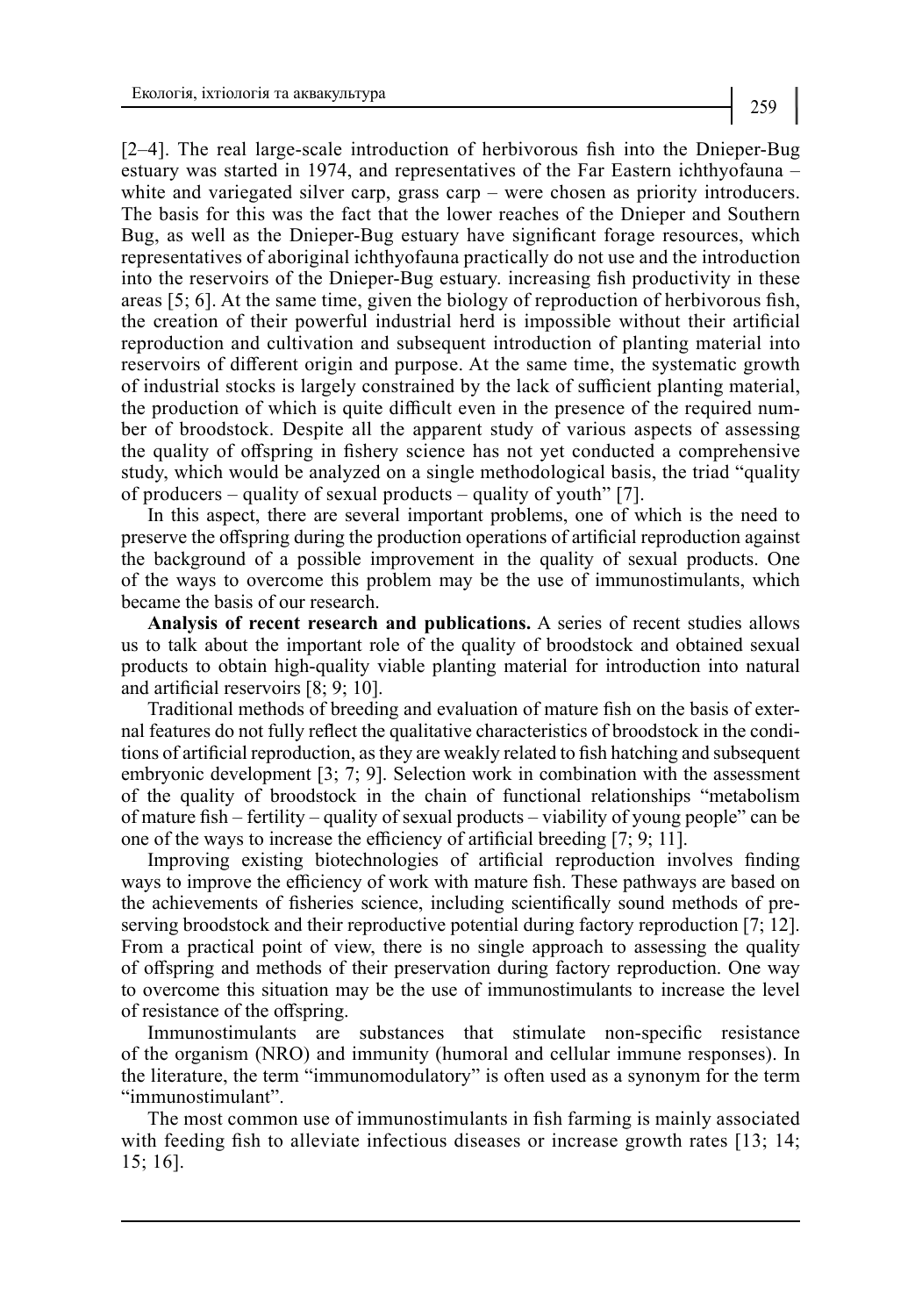[2–4]. The real large-scale introduction of herbivorous fish into the Dnieper-Bug estuary was started in 1974, and representatives of the Far Eastern ichthyofauna – white and variegated silver carp, grass carp – were chosen as priority introducers. The basis for this was the fact that the lower reaches of the Dnieper and Southern Bug, as well as the Dnieper-Bug estuary have significant forage resources, which representatives of aboriginal ichthyofauna practically do not use and the introduction into the reservoirs of the Dnieper-Bug estuary. increasing fish productivity in these areas [5; 6]. At the same time, given the biology of reproduction of herbivorous fish, the creation of their powerful industrial herd is impossible without their artificial reproduction and cultivation and subsequent introduction of planting material into reservoirs of different origin and purpose. At the same time, the systematic growth of industrial stocks is largely constrained by the lack of sufficient planting material, the production of which is quite difficult even in the presence of the required number of broodstock. Despite all the apparent study of various aspects of assessing the quality of offspring in fishery science has not yet conducted a comprehensive study, which would be analyzed on a single methodological basis, the triad "quality of producers – quality of sexual products – quality of youth" [7].

In this aspect, there are several important problems, one of which is the need to preserve the offspring during the production operations of artificial reproduction against the background of a possible improvement in the quality of sexual products. One of the ways to overcome this problem may be the use of immunostimulants, which became the basis of our research.

**Analysis of recent research and publications.** A series of recent studies allows us to talk about the important role of the quality of broodstock and obtained sexual products to obtain high-quality viable planting material for introduction into natural and artificial reservoirs [8; 9; 10].

Traditional methods of breeding and evaluation of mature fish on the basis of external features do not fully reflect the qualitative characteristics of broodstock in the conditions of artificial reproduction, as they are weakly related to fish hatching and subsequent embryonic development [3; 7; 9]. Selection work in combination with the assessment of the quality of broodstock in the chain of functional relationships "metabolism of mature fish – fertility – quality of sexual products – viability of young people" can be one of the ways to increase the efficiency of artificial breeding [7; 9; 11].

Improving existing biotechnologies of artificial reproduction involves finding ways to improve the efficiency of work with mature fish. These pathways are based on the achievements of fisheries science, including scientifically sound methods of preserving broodstock and their reproductive potential during factory reproduction [7; 12]. From a practical point of view, there is no single approach to assessing the quality of offspring and methods of their preservation during factory reproduction. One way to overcome this situation may be the use of immunostimulants to increase the level of resistance of the offspring.

Immunostimulants are substances that stimulate non-specific resistance of the organism (NRO) and immunity (humoral and cellular immune responses). In the literature, the term "immunomodulatory" is often used as a synonym for the term "immunostimulant".

The most common use of immunostimulants in fish farming is mainly associated with feeding fish to alleviate infectious diseases or increase growth rates [13; 14; 15; 16].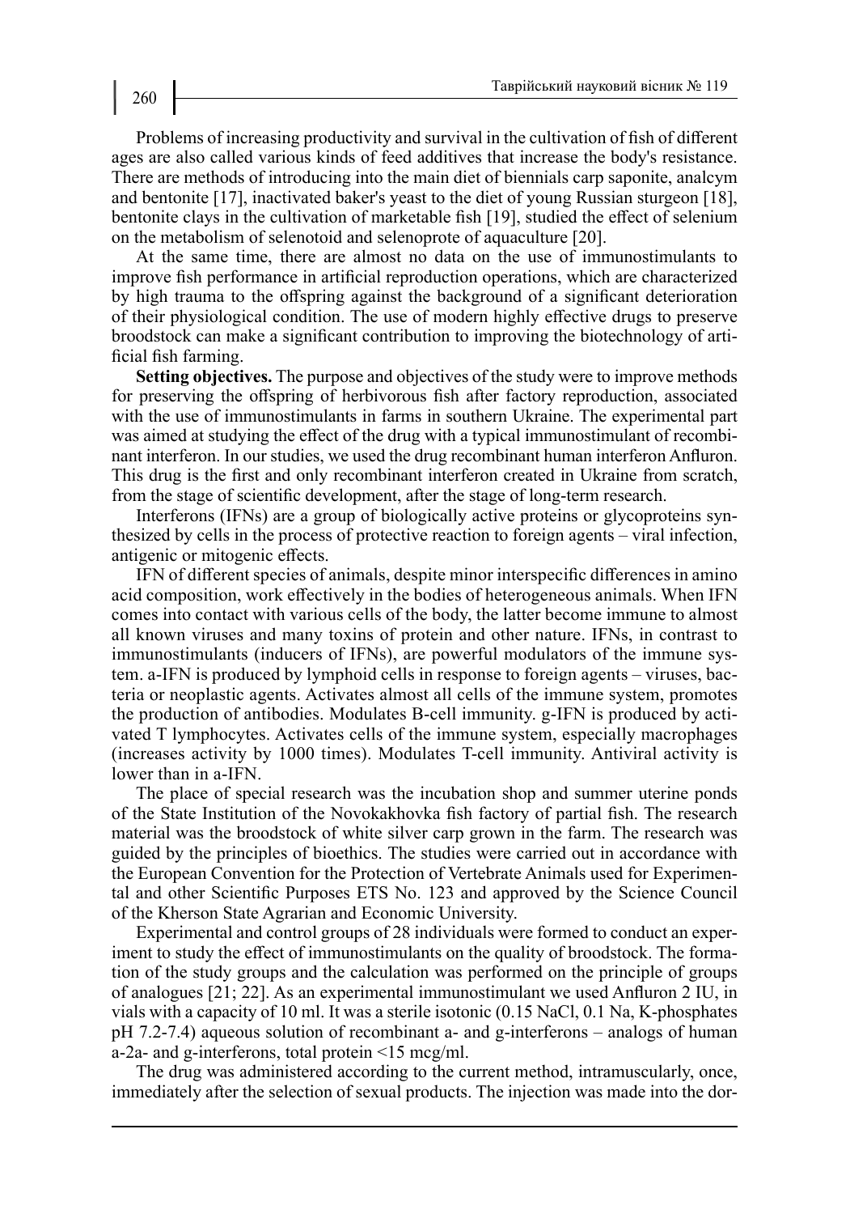Problems of increasing productivity and survival in the cultivation of fish of different ages are also called various kinds of feed additives that increase the body's resistance. There are methods of introducing into the main diet of biennials carp saponite, analcym and bentonite [17], inactivated baker's yeast to the diet of young Russian sturgeon [18], bentonite clays in the cultivation of marketable fish [19], studied the effect of selenium on the metabolism of selenotoid and selenoprote of aquaculture [20].

At the same time, there are almost no data on the use of immunostimulants to improve fish performance in artificial reproduction operations, which are characterized by high trauma to the offspring against the background of a significant deterioration of their physiological condition. The use of modern highly effective drugs to preserve broodstock can make a significant contribution to improving the biotechnology of artificial fish farming.

**Setting objectives.** The purpose and objectives of the study were to improve methods for preserving the offspring of herbivorous fish after factory reproduction, associated with the use of immunostimulants in farms in southern Ukraine. The experimental part was aimed at studying the effect of the drug with a typical immunostimulant of recombinant interferon. In our studies, we used the drug recombinant human interferon Anfluron. This drug is the first and only recombinant interferon created in Ukraine from scratch, from the stage of scientific development, after the stage of long-term research.

Interferons (IFNs) are a group of biologically active proteins or glycoproteins synthesized by cells in the process of protective reaction to foreign agents – viral infection, antigenic or mitogenic effects.

IFN of different species of animals, despite minor interspecific differences in amino acid composition, work effectively in the bodies of heterogeneous animals. When IFN comes into contact with various cells of the body, the latter become immune to almost all known viruses and many toxins of protein and other nature. IFNs, in contrast to immunostimulants (inducers of IFNs), are powerful modulators of the immune system. a-IFN is produced by lymphoid cells in response to foreign agents – viruses, bacteria or neoplastic agents. Activates almost all cells of the immune system, promotes the production of antibodies. Modulates B-cell immunity. g-IFN is produced by activated T lymphocytes. Activates cells of the immune system, especially macrophages (increases activity by 1000 times). Modulates T-cell immunity. Antiviral activity is lower than in a-IFN.

The place of special research was the incubation shop and summer uterine ponds of the State Institution of the Novokakhovka fish factory of partial fish. The research material was the broodstock of white silver carp grown in the farm. The research was guided by the principles of bioethics. The studies were carried out in accordance with the European Convention for the Protection of Vertebrate Animals used for Experimental and other Scientific Purposes ETS No. 123 and approved by the Science Council of the Kherson State Agrarian and Economic University.

Experimental and control groups of 28 individuals were formed to conduct an experiment to study the effect of immunostimulants on the quality of broodstock. The formation of the study groups and the calculation was performed on the principle of groups of analogues [21; 22]. As an experimental immunostimulant we used Anfluron 2 IU, in vials with a capacity of 10 ml. It was a sterile isotonic (0.15 NaCl, 0.1 Na, K-phosphates pH 7.2-7.4) aqueous solution of recombinant a- and g-interferons – analogs of human a-2a- and g-interferons, total protein <15 mcg/ml.

The drug was administered according to the current method, intramuscularly, once, immediately after the selection of sexual products. The injection was made into the dor-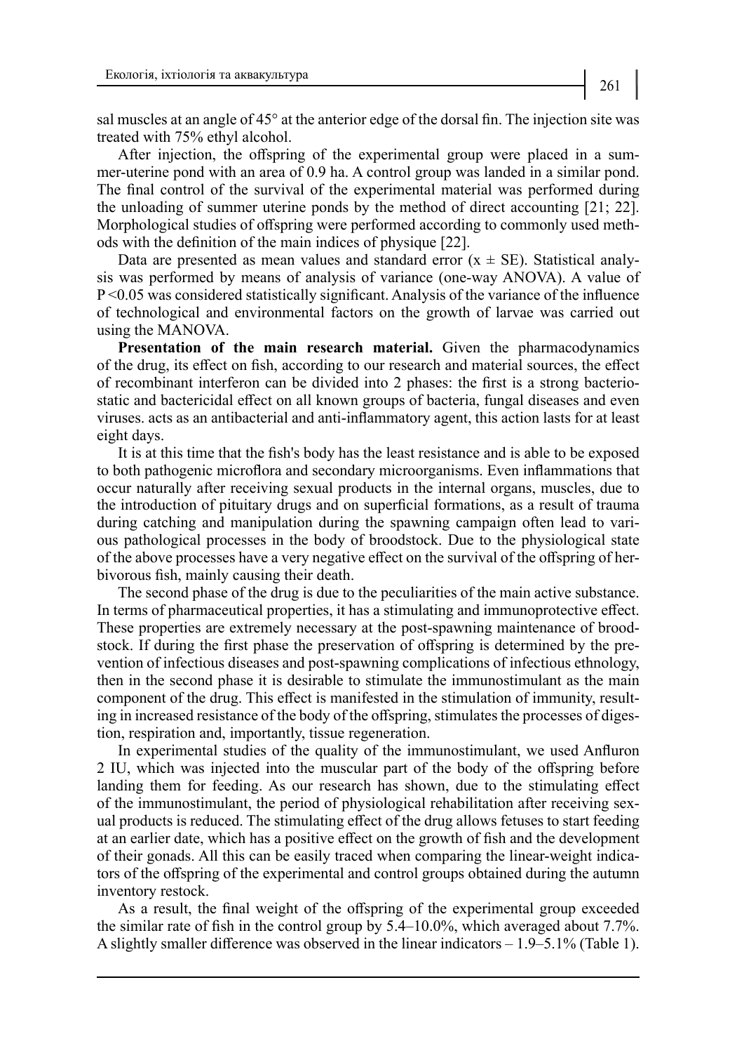sal muscles at an angle of 45° at the anterior edge of the dorsal fin. The injection site was treated with 75% ethyl alcohol.

After injection, the offspring of the experimental group were placed in a summer-uterine pond with an area of 0.9 ha. A control group was landed in a similar pond. The final control of the survival of the experimental material was performed during the unloading of summer uterine ponds by the method of direct accounting [21; 22]. Morphological studies of offspring were performed according to commonly used methods with the definition of the main indices of physique [22].

Data are presented as mean values and standard error ($x \pm SE$). Statistical analysis was performed by means of analysis of variance (one-way ANOVA). A value of $P < 0.05$ was considered statistically significant. Analysis of the variance of the influence of technological and environmental factors on the growth of larvae was carried out using the MANOVA.

**Presentation of the main research material.** Given the pharmacodynamics of the drug, its effect on fish, according to our research and material sources, the effect of recombinant interferon can be divided into 2 phases: the first is a strong bacteriostatic and bactericidal effect on all known groups of bacteria, fungal diseases and even viruses. acts as an antibacterial and anti-inflammatory agent, this action lasts for at least eight days.

It is at this time that the fish's body has the least resistance and is able to be exposed to both pathogenic microflora and secondary microorganisms. Even inflammations that occur naturally after receiving sexual products in the internal organs, muscles, due to the introduction of pituitary drugs and on superficial formations, as a result of trauma during catching and manipulation during the spawning campaign often lead to various pathological processes in the body of broodstock. Due to the physiological state of the above processes have a very negative effect on the survival of the offspring of herbivorous fish, mainly causing their death.

The second phase of the drug is due to the peculiarities of the main active substance. In terms of pharmaceutical properties, it has a stimulating and immunoprotective effect. These properties are extremely necessary at the post-spawning maintenance of broodstock. If during the first phase the preservation of offspring is determined by the prevention of infectious diseases and post-spawning complications of infectious ethnology, then in the second phase it is desirable to stimulate the immunostimulant as the main component of the drug. This effect is manifested in the stimulation of immunity, resulting in increased resistance of the body of the offspring, stimulates the processes of digestion, respiration and, importantly, tissue regeneration.

In experimental studies of the quality of the immunostimulant, we used Anfluron 2 IU, which was injected into the muscular part of the body of the offspring before landing them for feeding. As our research has shown, due to the stimulating effect of the immunostimulant, the period of physiological rehabilitation after receiving sexual products is reduced. The stimulating effect of the drug allows fetuses to start feeding at an earlier date, which has a positive effect on the growth of fish and the development of their gonads. All this can be easily traced when comparing the linear-weight indicators of the offspring of the experimental and control groups obtained during the autumn inventory restock.

As a result, the final weight of the offspring of the experimental group exceeded the similar rate of fish in the control group by 5.4–10.0%, which averaged about 7.7%. A slightly smaller difference was observed in the linear indicators – 1.9–5.1% (Table 1).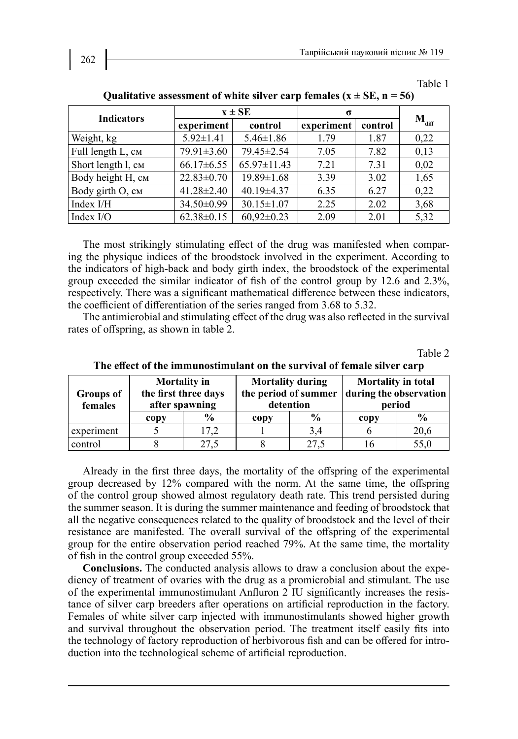Table 1

**Qualitative assessment of white silver carp females (x ± SE, n = 56)**

| Indicators | x ± SE | | σ | | $M_{diff}$ |
|---|---|---|---|---|---|
| | experiment | control | experiment | control | |
| Weight, kg | 5.92±1.41 | 5.46±1.86 | 1.79 | 1.87 | 0,22 |
| Full length L, см | 79.91±3.60 | 79.45±2.54 | 7.05 | 7.82 | 0,13 |
| Short length l, см | 66.17±6.55 | 65.97±11.43 | 7.21 | 7.31 | 0,02 |
| Body height H, см | 22.83±0.70 | 19.89±1.68 | 3.39 | 3.02 | 1,65 |
| Body girth O, см | 41.28±2.40 | 40.19±4.37 | 6.35 | 6.27 | 0,22 |
| Index I/H | 34.50±0.99 | 30.15±1.07 | 2.25 | 2.02 | 3,68 |
| Index I/O | 62.38±0.15 | 60,92±0.23 | 2.09 | 2.01 | 5,32 |

The most strikingly stimulating effect of the drug was manifested when comparing the physique indices of the broodstock involved in the experiment. According to the indicators of high-back and body girth index, the broodstock of the experimental group exceeded the similar indicator of fish of the control group by 12.6 and 2.3%, respectively. There was a significant mathematical difference between these indicators, the coefficient of differentiation of the series ranged from 3.68 to 5.32.

The antimicrobial and stimulating effect of the drug was also reflected in the survival rates of offspring, as shown in table 2.

Table 2

**The effect of the immunostimulant on the survival of female silver carp**

| Groups of females | Mortality in the first three days after spawning | | Mortality during the period of summer detention | | Mortality in total during the observation period | |
|---|---|---|---|---|---|---|
| | copy | % | copy | % | copy | % |
| experiment | 5 | 17,2 | 1 | 3,4 | 6 | 20,6 |
| control | 8 | 27,5 | 8 | 27,5 | 16 | 55,0 |

Already in the first three days, the mortality of the offspring of the experimental group decreased by 12% compared with the norm. At the same time, the offspring of the control group showed almost regulatory death rate. This trend persisted during the summer season. It is during the summer maintenance and feeding of broodstock that all the negative consequences related to the quality of broodstock and the level of their resistance are manifested. The overall survival of the offspring of the experimental group for the entire observation period reached 79%. At the same time, the mortality of fish in the control group exceeded 55%.

**Conclusions.** The conducted analysis allows to draw a conclusion about the expediency of treatment of ovaries with the drug as a promicrobial and stimulant. The use of the experimental immunostimulant Anfluron 2 IU significantly increases the resistance of silver carp breeders after operations on artificial reproduction in the factory. Females of white silver carp injected with immunostimulants showed higher growth and survival throughout the observation period. The treatment itself easily fits into the technology of factory reproduction of herbivorous fish and can be offered for introduction into the technological scheme of artificial reproduction.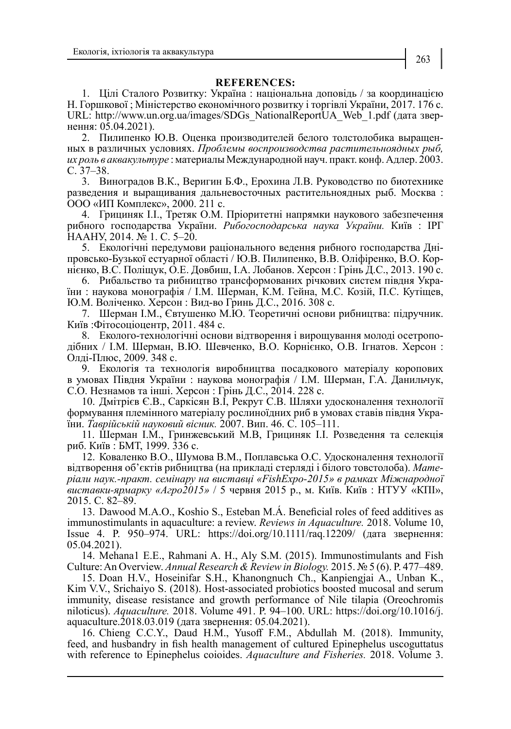**REFERENCES:**

1. Цілі Сталого Розвитку: Україна : національна доповідь / за координацією Н. Горшкової ; Міністерство економічного розвитку і торгівлі України, 2017. 176 с. URL: http://www.un.org.ua/images/SDGs_NationalReportUA_Web_1.pdf (дата звернення: 05.04.2021).

2. Пилипенко Ю.В. Оценка производителей белого толстолобика выращенных в различных условиях. *Проблемы воспроизводства растительноядных рыб, их роль в аквакультуре* : материалы Международной науч. практ. конф. Адлер. 2003. С. 37–38.

3. Виноградов В.К., Веригин Б.Ф., Ерохина Л.В. Руководство по биотехнике разведения и выращивания дальневосточных растительноядных рыб. Москва : ООО «ИП Комплекс», 2000. 211 с.

4. Грициняк І.І., Третяк О.М. Пріоритетні напрямки наукового забезпечення рибного господарства України. *Рибогосподарська наука України.* Київ : ІРГ НААНУ, 2014. № 1. С. 5–20.

5. Екологічні передумови раціонального ведення рибного господарства Дніпровсько-Бузької естуарної області / Ю.В. Пилипенко, В.В. Оліфіренко, В.О. Корнієнко, В.С. Поліщук, О.Е. Довбиш, І.А. Лобанов. Херсон : Грінь Д.С., 2013. 190 с.

6. Рибальство та рибництво трансформованих річкових систем півдня України : наукова монографія / І.М. Шерман, К.М. Гейна, М.С. Козій, П.С. Кутіщев, Ю.М. Воліченко. Херсон : Вид-во Грінь Д.С., 2016. 308 с.

7. Шерман І.М., Євтушенко М.Ю. Теоретичні основи рибництва: підручник. Київ :Фітосоціоцентр, 2011. 484 с.

8. Еколого-технологічні основи відтворення і вирощування молоді осетроподібних / І.М. Шерман, В.Ю. Шевченко, В.О. Корнієнко, О.В. Ігнатов. Херсон : Олді-Плюс, 2009. 348 с.

9. Екологія та технологія виробництва посадкового матеріалу коропових в умовах Півдня України : наукова монографія / І.М. Шерман, Г.А. Данильчук, С.О. Незнамов та інші. Херсон : Грінь Д.С., 2014. 228 с.

10. Дмітрієв Є.В., Саркісян В.І, Рекрут С.В. Шляхи удосконалення технології формування племінного матеріалу рослиноїдних риб в умовах ставів півдня України. *Таврійськїй науковий вісник.* 2007. Вип. 46. С. 105–111.

11. Шерман І.М., Гринжевський М.В, Грициняк І.І. Розведення та селекція риб. Київ : БМТ, 1999. 336 с.

12. Коваленко В.О., Шумова В.М., Поплавська О.С. Удосконалення технології відтворення об'єктів рибництва (на прикладі стерляді і білого товстолоба). *Матеріали наук.-практ. семінару на виставці «FishExpo-2015» в рамках Міжнародної виставки-ярмарку «Агро2015»* / 5 червня 2015 р., м. Київ. Київ : НТУУ «КПІ», 2015. С. 82–89.

13. Dawood M.A.O., Koshio S., Esteban M.Á. Beneficial roles of feed additives as immunostimulants in aquaculture: a review. *Reviews in Aquaculture.* 2018. Volume 10, Issue 4. P. 950–974. URL: https://doi.org/10.1111/raq.12209/ (дата звернення: 05.04.2021).

14. Mehana1 E.E., Rahmani A. H., Aly S.M. (2015). Immunostimulants and Fish Culture: An Overview. *Annual Research & Review in Biology.* 2015. № 5 (6). P. 477–489.

15. Doan H.V., Hoseinifar S.H., Khanongnuch Ch., Kanpiengjai A., Unban K., Kim V.V., Srichaiyo S. (2018). Host-associated probiotics boosted mucosal and serum immunity, disease resistance and growth performance of Nile tilapia (Oreochromis niloticus). *Aquaculture.* 2018. Volume 491. P. 94–100. URL: https://doi.org/10.1016/j.aquaculture.2018.03.019 (дата звернення: 05.04.2021).

16. Chieng C.C.Y., Daud H.M., Yusoff F.M., Abdullah M. (2018). Immunity, feed, and husbandry in fish health management of cultured Epinephelus uscoguttatus with reference to Epinephelus coioides. *Aquaculture and Fisheries.* 2018. Volume 3.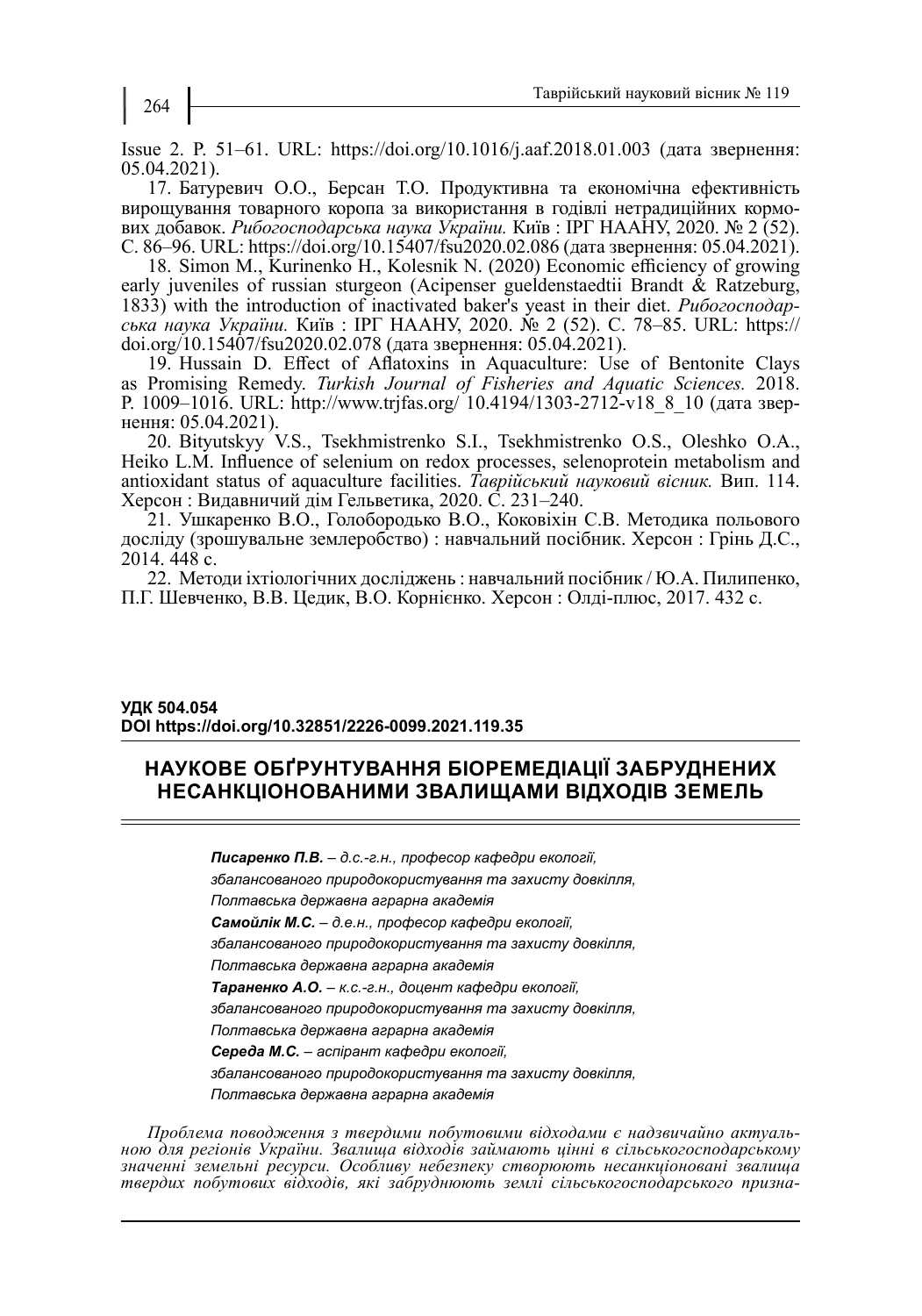Issue 2. P. 51–61. URL: https://doi.org/10.1016/j.aaf.2018.01.003 (дата звернення: 05.04.2021).

17. Батуревич О.О., Берсан Т.О. Продуктивна та економічна ефективність вирощування товарного коропа за використання в годівлі нетрадиційних кормових добавок. *Рибогосподарська наука України.* Київ : ІРГ НААНУ, 2020. № 2 (52). С. 86–96. URL: https://doi.org/10.15407/fsu2020.02.086 (дата звернення: 05.04.2021).

18. Simon M., Kurinenko H., Kolesnik N. (2020) Economic efficiency of growing early juveniles of russian sturgeon (Acipenser gueldenstaedtii Brandt & Ratzeburg, 1833) with the introduction of inactivated baker's yeast in their diet. *Рибогосподарська наука України.* Київ : ІРГ НААНУ, 2020. № 2 (52). С. 78–85. URL: https://doi.org/10.15407/fsu2020.02.078 (дата звернення: 05.04.2021).

19. Hussain D. Effect of Aflatoxins in Aquaculture: Use of Bentonite Clays as Promising Remedy. *Turkish Journal of Fisheries and Aquatic Sciences.* 2018. P. 1009–1016. URL: http://www.trjfas.org/ 10.4194/1303-2712-v18_8_10 (дата звернення: 05.04.2021).

20. Bityutskyy V.S., Tsekhmistrenko S.I., Tsekhmistrenko O.S., Oleshko O.A., Heiko L.M. Influence of selenium on redox processes, selenoprotein metabolism and antioxidant status of aquaculture facilities. *Таврійський науковий вісник.* Вип. 114. Херсон : Видавничий дім Гельветика, 2020. С. 231–240.

21. Ушкаренко В.О., Голобородько В.О., Коковіхін С.В. Методика польового досліду (зрошувальне землеробство) : навчальний посібник. Херсон : Грінь Д.С., 2014. 448 с.

22. Методи іхтіологічних досліджень : навчальний посібник / Ю.А. Пилипенко, П.Г. Шевченко, В.В. Цедик, В.О. Корнієнко. Херсон : Олді-плюс, 2017. 432 с.

**УДК 504.054**
**DOI https://doi.org/10.32851/2226-0099.2021.119.35**

# НАУКОВЕ ОБҐРУНТУВАННЯ БІОРЕМЕДІАЦІЇ ЗАБРУДНЕНИХ НЕСАНКЦІОНОВАНИМИ ЗВАЛИЩАМИ ВІДХОДІВ ЗЕМЕЛЬ

***Писаренко П.В.** – д.с.-г.н., професор кафедри екології, збалансованого природокористування та захисту довкілля, Полтавська державна аграрна академія*

***Самойлік М.С.** – д.е.н., професор кафедри екології, збалансованого природокористування та захисту довкілля, Полтавська державна аграрна академія*

***Тараненко А.О.** – к.с.-г.н., доцент кафедри екології, збалансованого природокористування та захисту довкілля, Полтавська державна аграрна академія*

***Середа М.С.** – аспірант кафедри екології, збалансованого природокористування та захисту довкілля, Полтавська державна аграрна академія*

*Проблема поводження з твердими побутовими відходами є надзвичайно актуальною для регіонів України. Звалища відходів займають цінні в сільськогосподарському значенні земельні ресурси. Особливу небезпеку створюють несанкціоновані звалища твердих побутових відходів, які забруднюють землі сільськогосподарського призна-*